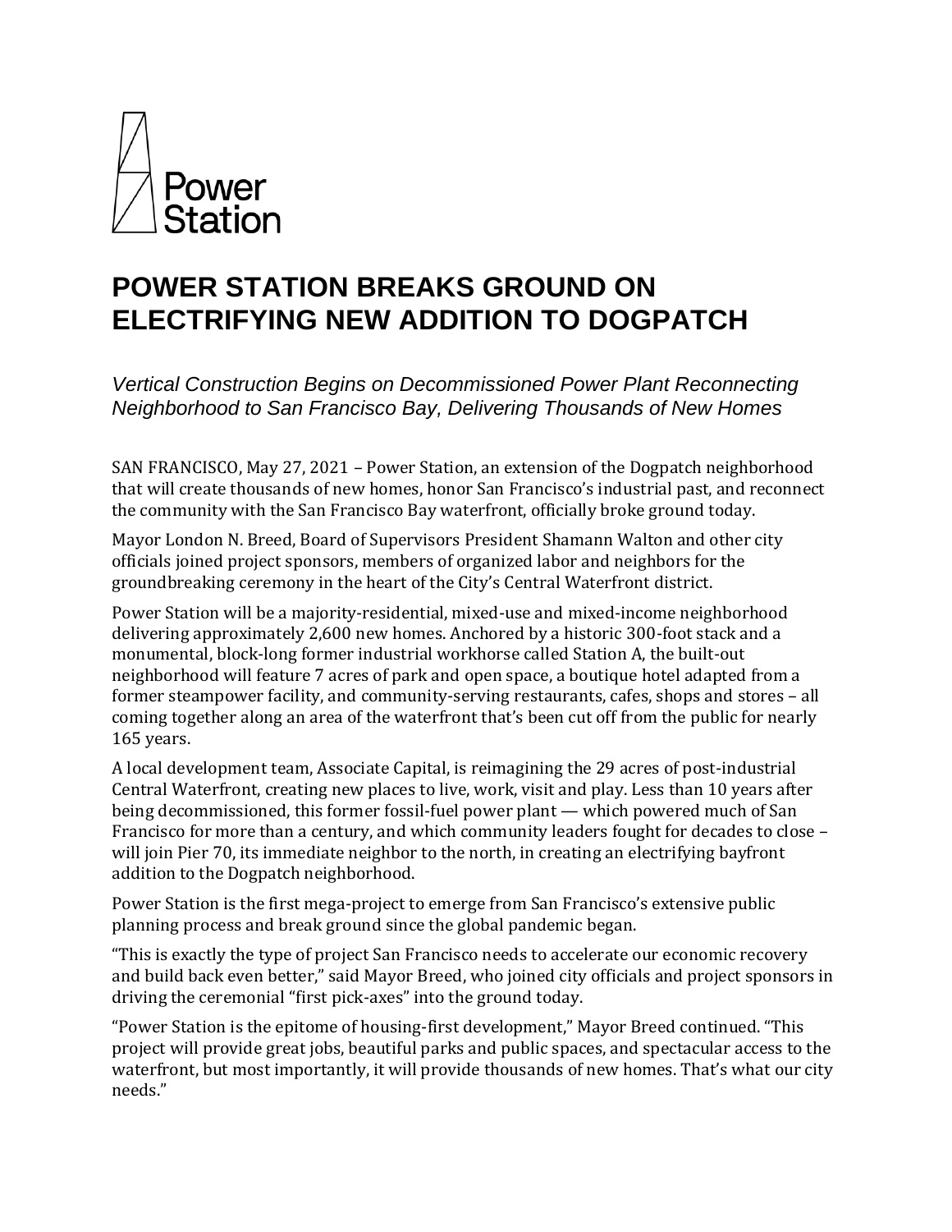Power Station

# POWER STATION BREAKS GROUND ON ELECTRIFYING NEW ADDITION TO DOGPATCH

*Vertical Construction Begins on Decommissioned Power Plant Reconnecting Neighborhood to San Francisco Bay, Delivering Thousands of New Homes*

SAN FRANCISCO, May 27, 2021 – Power Station, an extension of the Dogpatch neighborhood that will create thousands of new homes, honor San Francisco's industrial past, and reconnect the community with the San Francisco Bay waterfront, officially broke ground today.

Mayor London N. Breed, Board of Supervisors President Shamann Walton and other city officials joined project sponsors, members of organized labor and neighbors for the groundbreaking ceremony in the heart of the City's Central Waterfront district.

Power Station will be a majority-residential, mixed-use and mixed-income neighborhood delivering approximately 2,600 new homes. Anchored by a historic 300-foot stack and a monumental, block-long former industrial workhorse called Station A, the built-out neighborhood will feature 7 acres of park and open space, a boutique hotel adapted from a former steampower facility, and community-serving restaurants, cafes, shops and stores – all coming together along an area of the waterfront that's been cut off from the public for nearly 165 years.

A local development team, Associate Capital, is reimagining the 29 acres of post-industrial Central Waterfront, creating new places to live, work, visit and play. Less than 10 years after being decommissioned, this former fossil-fuel power plant — which powered much of San Francisco for more than a century, and which community leaders fought for decades to close – will join Pier 70, its immediate neighbor to the north, in creating an electrifying bayfront addition to the Dogpatch neighborhood.

Power Station is the first mega-project to emerge from San Francisco's extensive public planning process and break ground since the global pandemic began.

"This is exactly the type of project San Francisco needs to accelerate our economic recovery and build back even better," said Mayor Breed, who joined city officials and project sponsors in driving the ceremonial "first pick-axes" into the ground today.

"Power Station is the epitome of housing-first development," Mayor Breed continued. "This project will provide great jobs, beautiful parks and public spaces, and spectacular access to the waterfront, but most importantly, it will provide thousands of new homes. That's what our city needs."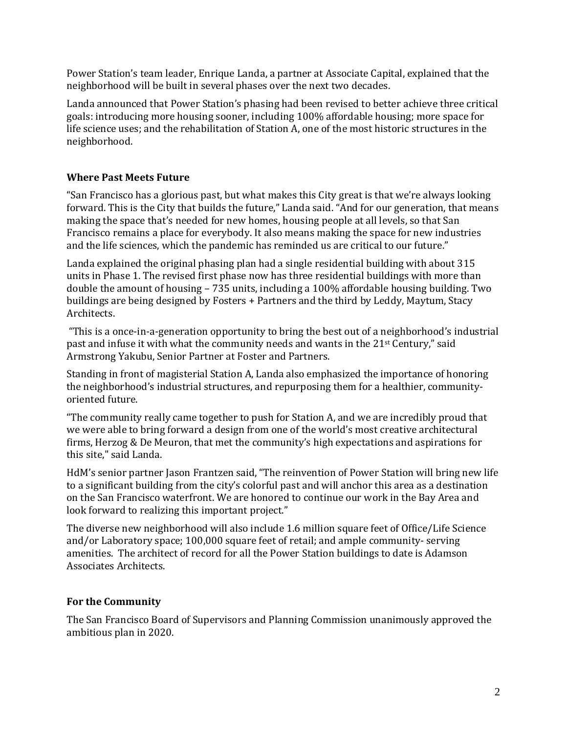Power Station's team leader, Enrique Landa, a partner at Associate Capital, explained that the neighborhood will be built in several phases over the next two decades.

Landa announced that Power Station's phasing had been revised to better achieve three critical goals: introducing more housing sooner, including 100% affordable housing; more space for life science uses; and the rehabilitation of Station A, one of the most historic structures in the neighborhood.

### Where Past Meets Future

"San Francisco has a glorious past, but what makes this City great is that we're always looking forward. This is the City that builds the future," Landa said. "And for our generation, that means making the space that's needed for new homes, housing people at all levels, so that San Francisco remains a place for everybody. It also means making the space for new industries and the life sciences, which the pandemic has reminded us are critical to our future."

Landa explained the original phasing plan had a single residential building with about 315 units in Phase 1. The revised first phase now has three residential buildings with more than double the amount of housing – 735 units, including a 100% affordable housing building. Two buildings are being designed by Fosters + Partners and the third by Leddy, Maytum, Stacy Architects.

"This is a once-in-a-generation opportunity to bring the best out of a neighborhood's industrial past and infuse it with what the community needs and wants in the 21st Century," said Armstrong Yakubu, Senior Partner at Foster and Partners.

Standing in front of magisterial Station A, Landa also emphasized the importance of honoring the neighborhood's industrial structures, and repurposing them for a healthier, community-oriented future.

"The community really came together to push for Station A, and we are incredibly proud that we were able to bring forward a design from one of the world's most creative architectural firms, Herzog & De Meuron, that met the community's high expectations and aspirations for this site," said Landa.

HdM's senior partner Jason Frantzen said, "The reinvention of Power Station will bring new life to a significant building from the city's colorful past and will anchor this area as a destination on the San Francisco waterfront. We are honored to continue our work in the Bay Area and look forward to realizing this important project."

The diverse new neighborhood will also include 1.6 million square feet of Office/Life Science and/or Laboratory space; 100,000 square feet of retail; and ample community- serving amenities. The architect of record for all the Power Station buildings to date is Adamson Associates Architects.

### For the Community

The San Francisco Board of Supervisors and Planning Commission unanimously approved the ambitious plan in 2020.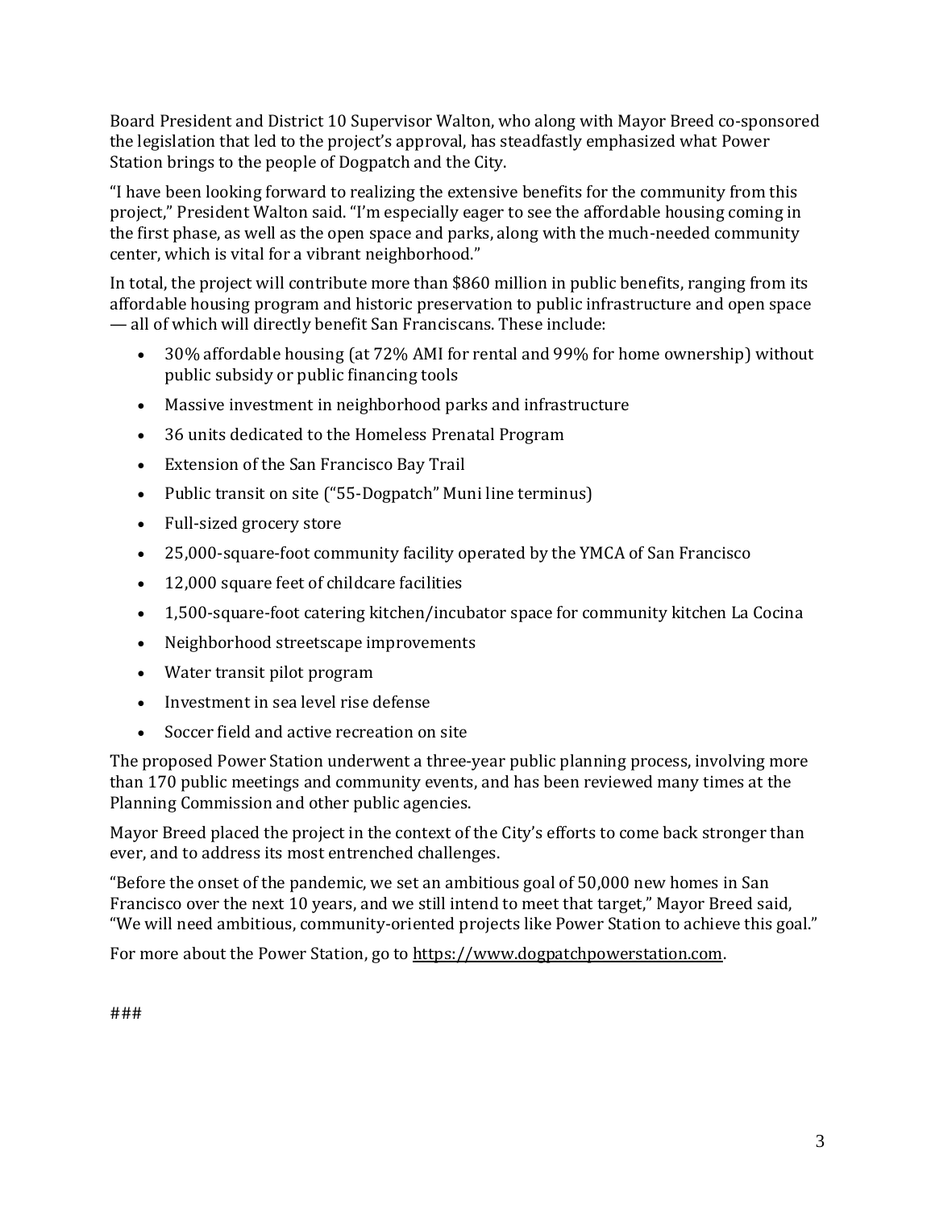Board President and District 10 Supervisor Walton, who along with Mayor Breed co-sponsored the legislation that led to the project's approval, has steadfastly emphasized what Power Station brings to the people of Dogpatch and the City.

"I have been looking forward to realizing the extensive benefits for the community from this project," President Walton said. "I'm especially eager to see the affordable housing coming in the first phase, as well as the open space and parks, along with the much-needed community center, which is vital for a vibrant neighborhood."

In total, the project will contribute more than $860 million in public benefits, ranging from its affordable housing program and historic preservation to public infrastructure and open space — all of which will directly benefit San Franciscans. These include:

- 30% affordable housing (at 72% AMI for rental and 99% for home ownership) without public subsidy or public financing tools
- Massive investment in neighborhood parks and infrastructure
- 36 units dedicated to the Homeless Prenatal Program
- Extension of the San Francisco Bay Trail
- Public transit on site ("55-Dogpatch" Muni line terminus)
- Full-sized grocery store
- 25,000-square-foot community facility operated by the YMCA of San Francisco
- 12,000 square feet of childcare facilities
- 1,500-square-foot catering kitchen/incubator space for community kitchen La Cocina
- Neighborhood streetscape improvements
- Water transit pilot program
- Investment in sea level rise defense
- Soccer field and active recreation on site

The proposed Power Station underwent a three-year public planning process, involving more than 170 public meetings and community events, and has been reviewed many times at the Planning Commission and other public agencies.

Mayor Breed placed the project in the context of the City's efforts to come back stronger than ever, and to address its most entrenched challenges.

"Before the onset of the pandemic, we set an ambitious goal of 50,000 new homes in San Francisco over the next 10 years, and we still intend to meet that target," Mayor Breed said, "We will need ambitious, community-oriented projects like Power Station to achieve this goal."

For more about the Power Station, go to https://www.dogpatchpowerstation.com.

###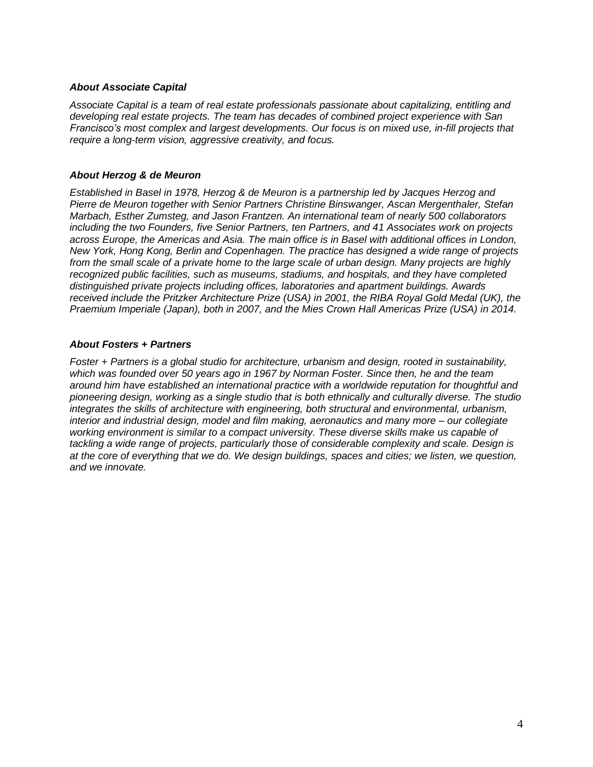***About Associate Capital***

*Associate Capital is a team of real estate professionals passionate about capitalizing, entitling and developing real estate projects. The team has decades of combined project experience with San Francisco's most complex and largest developments. Our focus is on mixed use, in-fill projects that require a long-term vision, aggressive creativity, and focus.*

***About Herzog & de Meuron***

*Established in Basel in 1978, Herzog & de Meuron is a partnership led by Jacques Herzog and Pierre de Meuron together with Senior Partners Christine Binswanger, Ascan Mergenthaler, Stefan Marbach, Esther Zumsteg, and Jason Frantzen. An international team of nearly 500 collaborators including the two Founders, five Senior Partners, ten Partners, and 41 Associates work on projects across Europe, the Americas and Asia. The main office is in Basel with additional offices in London, New York, Hong Kong, Berlin and Copenhagen. The practice has designed a wide range of projects from the small scale of a private home to the large scale of urban design. Many projects are highly recognized public facilities, such as museums, stadiums, and hospitals, and they have completed distinguished private projects including offices, laboratories and apartment buildings. Awards received include the Pritzker Architecture Prize (USA) in 2001, the RIBA Royal Gold Medal (UK), the Praemium Imperiale (Japan), both in 2007, and the Mies Crown Hall Americas Prize (USA) in 2014.*

***About Fosters + Partners***

*Foster + Partners is a global studio for architecture, urbanism and design, rooted in sustainability, which was founded over 50 years ago in 1967 by Norman Foster. Since then, he and the team around him have established an international practice with a worldwide reputation for thoughtful and pioneering design, working as a single studio that is both ethnically and culturally diverse. The studio integrates the skills of architecture with engineering, both structural and environmental, urbanism, interior and industrial design, model and film making, aeronautics and many more – our collegiate working environment is similar to a compact university. These diverse skills make us capable of tackling a wide range of projects, particularly those of considerable complexity and scale. Design is at the core of everything that we do. We design buildings, spaces and cities; we listen, we question, and we innovate.*